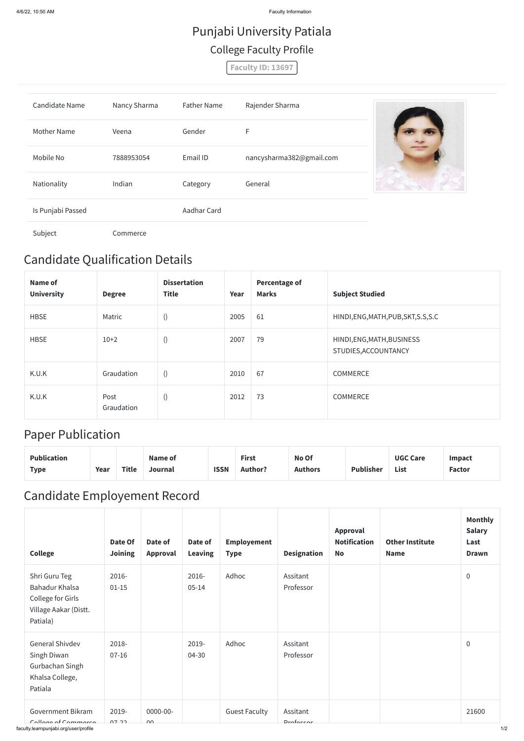# Punjabi University Patiala

## College Faculty Profile

**Faculty ID: 13697**

| | | | |
|---|---|---|---|
| Candidate Name | Nancy Sharma | Father Name | Rajender Sharma |
| Mother Name | Veena | Gender | F |
| Mobile No | 7888953054 | Email ID | nancysharma382@gmail.com |
| Nationality | Indian | Category | General |
| Is Punjabi Passed | | Aadhar Card | |
| Subject | Commerce | | |

## Candidate Qualification Details

| Name of University | Degree | Dissertation Title | Year | Percentage of Marks | Subject Studied |
|---|---|---|---|---|---|
| HBSE | Matric | () | 2005 | 61 | HINDI,ENG,MATH,PUB,SKT,S.S,S.C |
| HBSE | 10+2 | () | 2007 | 79 | HINDI,ENG,MATH,BUSINESS STUDIES,ACCOUNTANCY |
| K.U.K | Graudation | () | 2010 | 67 | COMMERCE |
| K.U.K | Post Graudation | () | 2012 | 73 | COMMERCE |

## Paper Publication

| Publication Type | Year | Title | Name of Journal | ISSN | First Author? | No Of Authors | Publisher | UGC Care List | Impact Factor |
|---|---|---|---|---|---|---|---|---|---|

## Candidate Employement Record

| College | Date Of Joining | Date of Approval | Date of Leaving | Employement Type | Designation | Approval Notification No | Other Institute Name | Monthly Salary Last Drawn |
|---|---|---|---|---|---|---|---|---|
| Shri Guru Teg Bahadur Khalsa College for Girls Village Aakar (Distt. Patiala) | 2016-01-15 | | 2016-05-14 | Adhoc | Assitant Professor | | | 0 |
| General Shivdev Singh Diwan Gurbachan Singh Khalsa College, Patiala | 2018-07-16 | | 2019-04-30 | Adhoc | Assitant Professor | | | 0 |
| Government Bikram College of Commerce | 2019-07-22 | 0000-00-00 | | Guest Faculty | Assitant Professor | | | 21600 |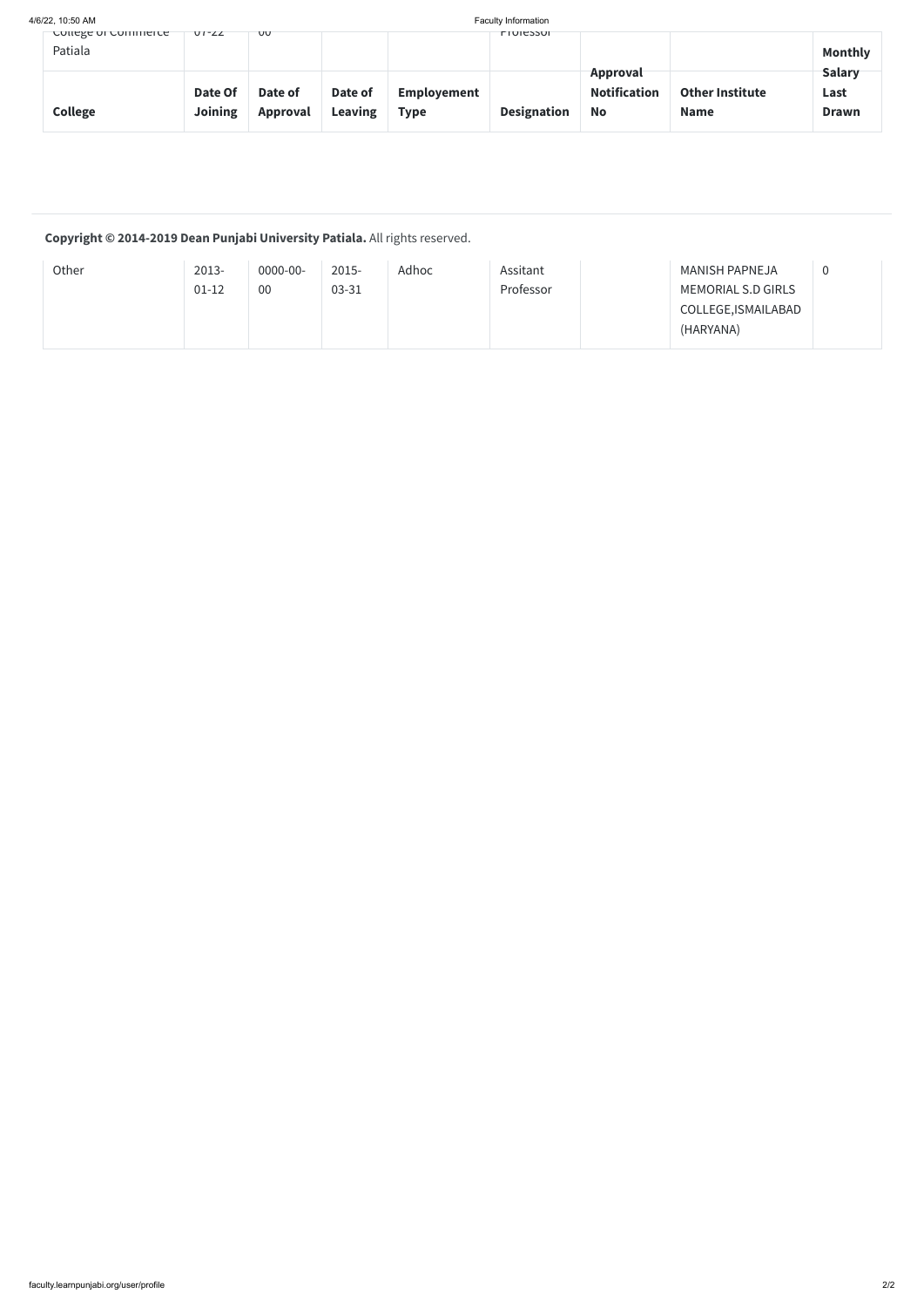| College | Date Of Joining | Date of Approval | Date of Leaving | Employement Type | Designation | Approval Notification No | Other Institute Name | Monthly Salary Last Drawn |
|---|---|---|---|---|---|---|---|---|
| College of Commerce Patiala | 07-22 | 00 | | | Professor | | | |

**Copyright © 2014-2019 Dean Punjabi University Patiala.** All rights reserved.

| | | | | | | | | |
|---|---|---|---|---|---|---|---|---|
| Other | 2013-01-12 | 0000-00-00 | 2015-03-31 | Adhoc | Assitant Professor | | MANISH PAPNEJA MEMORIAL S.D GIRLS COLLEGE,ISMAILABAD (HARYANA) | 0 |